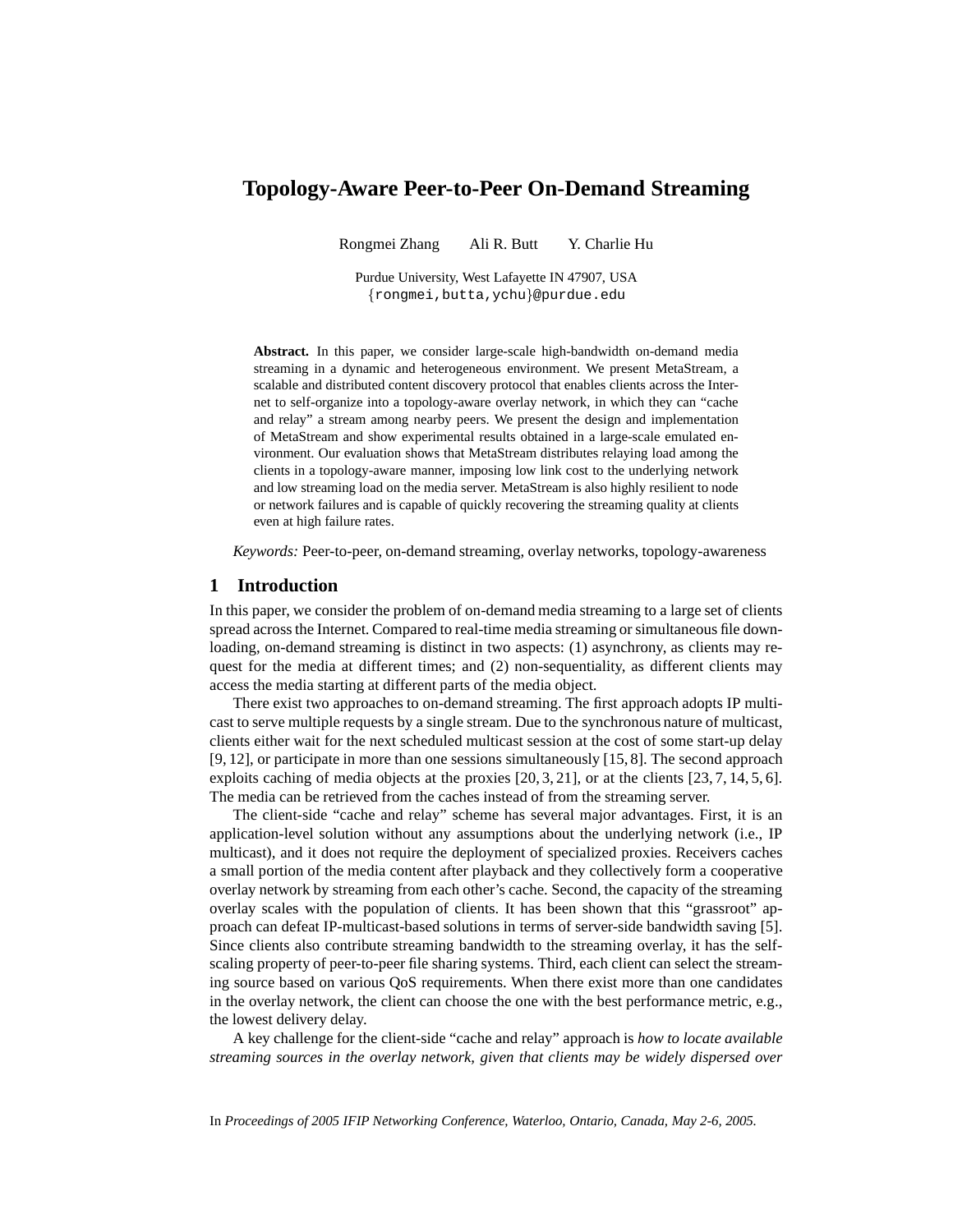# Topology-Aware Peer-to-Peer On-Demand Streaming

Rongmei Zhang    Ali R. Butt    Y. Charlie Hu

Purdue University, West Lafayette IN 47907, USA
{rongmei,butta,ychu}@purdue.edu

**Abstract.** In this paper, we consider large-scale high-bandwidth on-demand media streaming in a dynamic and heterogeneous environment. We present MetaStream, a scalable and distributed content discovery protocol that enables clients across the Internet to self-organize into a topology-aware overlay network, in which they can "cache and relay" a stream among nearby peers. We present the design and implementation of MetaStream and show experimental results obtained in a large-scale emulated environment. Our evaluation shows that MetaStream distributes relaying load among the clients in a topology-aware manner, imposing low link cost to the underlying network and low streaming load on the media server. MetaStream is also highly resilient to node or network failures and is capable of quickly recovering the streaming quality at clients even at high failure rates.

*Keywords:* Peer-to-peer, on-demand streaming, overlay networks, topology-awareness

## 1 Introduction

In this paper, we consider the problem of on-demand media streaming to a large set of clients spread across the Internet. Compared to real-time media streaming or simultaneous file downloading, on-demand streaming is distinct in two aspects: (1) asynchrony, as clients may request for the media at different times; and (2) non-sequentiality, as different clients may access the media starting at different parts of the media object.

There exist two approaches to on-demand streaming. The first approach adopts IP multicast to serve multiple requests by a single stream. Due to the synchronous nature of multicast, clients either wait for the next scheduled multicast session at the cost of some start-up delay [9, 12], or participate in more than one sessions simultaneously [15, 8]. The second approach exploits caching of media objects at the proxies [20, 3, 21], or at the clients [23, 7, 14, 5, 6]. The media can be retrieved from the caches instead of from the streaming server.

The client-side "cache and relay" scheme has several major advantages. First, it is an application-level solution without any assumptions about the underlying network (i.e., IP multicast), and it does not require the deployment of specialized proxies. Receivers caches a small portion of the media content after playback and they collectively form a cooperative overlay network by streaming from each other's cache. Second, the capacity of the streaming overlay scales with the population of clients. It has been shown that this "grassroot" approach can defeat IP-multicast-based solutions in terms of server-side bandwidth saving [5]. Since clients also contribute streaming bandwidth to the streaming overlay, it has the self-scaling property of peer-to-peer file sharing systems. Third, each client can select the streaming source based on various QoS requirements. When there exist more than one candidates in the overlay network, the client can choose the one with the best performance metric, e.g., the lowest delivery delay.

A key challenge for the client-side "cache and relay" approach is *how to locate available streaming sources in the overlay network, given that clients may be widely dispersed over*

In *Proceedings of 2005 IFIP Networking Conference, Waterloo, Ontario, Canada, May 2-6, 2005.*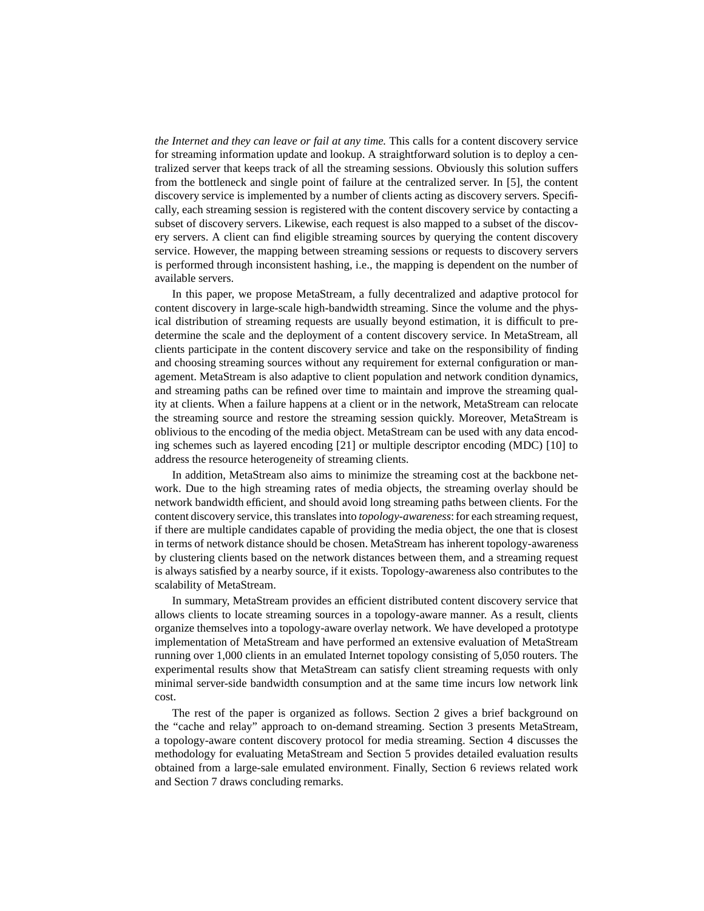*the Internet and they can leave or fail at any time.* This calls for a content discovery service for streaming information update and lookup. A straightforward solution is to deploy a centralized server that keeps track of all the streaming sessions. Obviously this solution suffers from the bottleneck and single point of failure at the centralized server. In [5], the content discovery service is implemented by a number of clients acting as discovery servers. Specifically, each streaming session is registered with the content discovery service by contacting a subset of discovery servers. Likewise, each request is also mapped to a subset of the discovery servers. A client can find eligible streaming sources by querying the content discovery service. However, the mapping between streaming sessions or requests to discovery servers is performed through inconsistent hashing, i.e., the mapping is dependent on the number of available servers.

In this paper, we propose MetaStream, a fully decentralized and adaptive protocol for content discovery in large-scale high-bandwidth streaming. Since the volume and the physical distribution of streaming requests are usually beyond estimation, it is difficult to predetermine the scale and the deployment of a content discovery service. In MetaStream, all clients participate in the content discovery service and take on the responsibility of finding and choosing streaming sources without any requirement for external configuration or management. MetaStream is also adaptive to client population and network condition dynamics, and streaming paths can be refined over time to maintain and improve the streaming quality at clients. When a failure happens at a client or in the network, MetaStream can relocate the streaming source and restore the streaming session quickly. Moreover, MetaStream is oblivious to the encoding of the media object. MetaStream can be used with any data encoding schemes such as layered encoding [21] or multiple descriptor encoding (MDC) [10] to address the resource heterogeneity of streaming clients.

In addition, MetaStream also aims to minimize the streaming cost at the backbone network. Due to the high streaming rates of media objects, the streaming overlay should be network bandwidth efficient, and should avoid long streaming paths between clients. For the content discovery service, this translates into *topology-awareness*: for each streaming request, if there are multiple candidates capable of providing the media object, the one that is closest in terms of network distance should be chosen. MetaStream has inherent topology-awareness by clustering clients based on the network distances between them, and a streaming request is always satisfied by a nearby source, if it exists. Topology-awareness also contributes to the scalability of MetaStream.

In summary, MetaStream provides an efficient distributed content discovery service that allows clients to locate streaming sources in a topology-aware manner. As a result, clients organize themselves into a topology-aware overlay network. We have developed a prototype implementation of MetaStream and have performed an extensive evaluation of MetaStream running over 1,000 clients in an emulated Internet topology consisting of 5,050 routers. The experimental results show that MetaStream can satisfy client streaming requests with only minimal server-side bandwidth consumption and at the same time incurs low network link cost.

The rest of the paper is organized as follows. Section 2 gives a brief background on the "cache and relay" approach to on-demand streaming. Section 3 presents MetaStream, a topology-aware content discovery protocol for media streaming. Section 4 discusses the methodology for evaluating MetaStream and Section 5 provides detailed evaluation results obtained from a large-sale emulated environment. Finally, Section 6 reviews related work and Section 7 draws concluding remarks.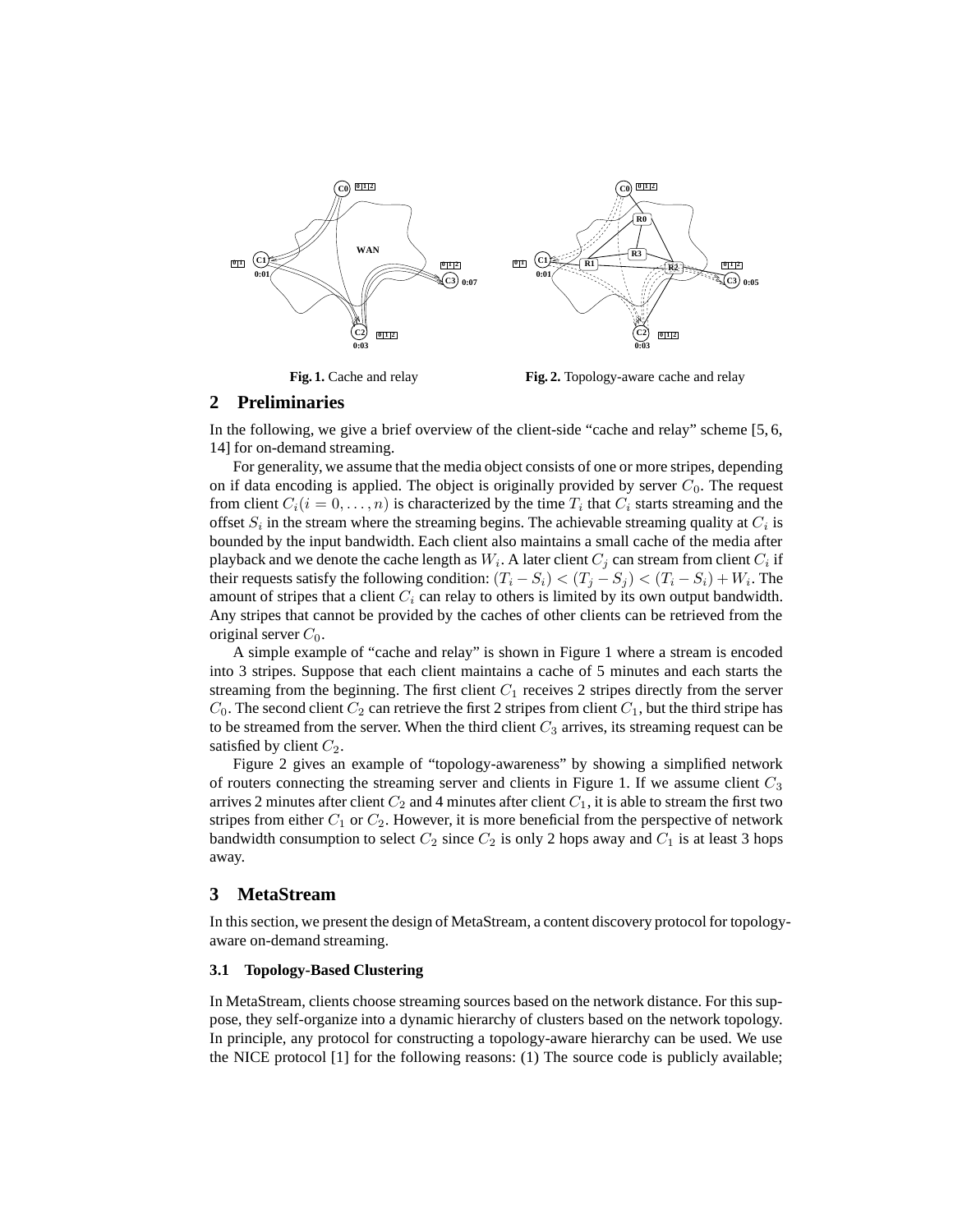**Fig. 1.** Cache and relay

**Fig. 2.** Topology-aware cache and relay

## 2 Preliminaries

In the following, we give a brief overview of the client-side "cache and relay" scheme [5, 6, 14] for on-demand streaming.

For generality, we assume that the media object consists of one or more stripes, depending on if data encoding is applied. The object is originally provided by server $C_0$. The request from client $C_i (i = 0, \ldots, n)$ is characterized by the time $T_i$ that $C_i$ starts streaming and the offset $S_i$ in the stream where the streaming begins. The achievable streaming quality at $C_i$ is bounded by the input bandwidth. Each client also maintains a small cache of the media after playback and we denote the cache length as $W_i$. A later client $C_j$ can stream from client $C_i$ if their requests satisfy the following condition: $(T_i - S_i) < (T_j - S_j) < (T_i - S_i) + W_i$. The amount of stripes that a client $C_i$ can relay to others is limited by its own output bandwidth. Any stripes that cannot be provided by the caches of other clients can be retrieved from the original server $C_0$.

A simple example of "cache and relay" is shown in Figure 1 where a stream is encoded into 3 stripes. Suppose that each client maintains a cache of 5 minutes and each starts the streaming from the beginning. The first client $C_1$ receives 2 stripes directly from the server $C_0$. The second client $C_2$ can retrieve the first 2 stripes from client $C_1$, but the third stripe has to be streamed from the server. When the third client $C_3$ arrives, its streaming request can be satisfied by client $C_2$.

Figure 2 gives an example of "topology-awareness" by showing a simplified network of routers connecting the streaming server and clients in Figure 1. If we assume client $C_3$ arrives 2 minutes after client $C_2$ and 4 minutes after client $C_1$, it is able to stream the first two stripes from either $C_1$ or $C_2$. However, it is more beneficial from the perspective of network bandwidth consumption to select $C_2$ since $C_2$ is only 2 hops away and $C_1$ is at least 3 hops away.

## 3 MetaStream

In this section, we present the design of MetaStream, a content discovery protocol for topology-aware on-demand streaming.

### 3.1 Topology-Based Clustering

In MetaStream, clients choose streaming sources based on the network distance. For this suppose, they self-organize into a dynamic hierarchy of clusters based on the network topology. In principle, any protocol for constructing a topology-aware hierarchy can be used. We use the NICE protocol [1] for the following reasons: (1) The source code is publicly available;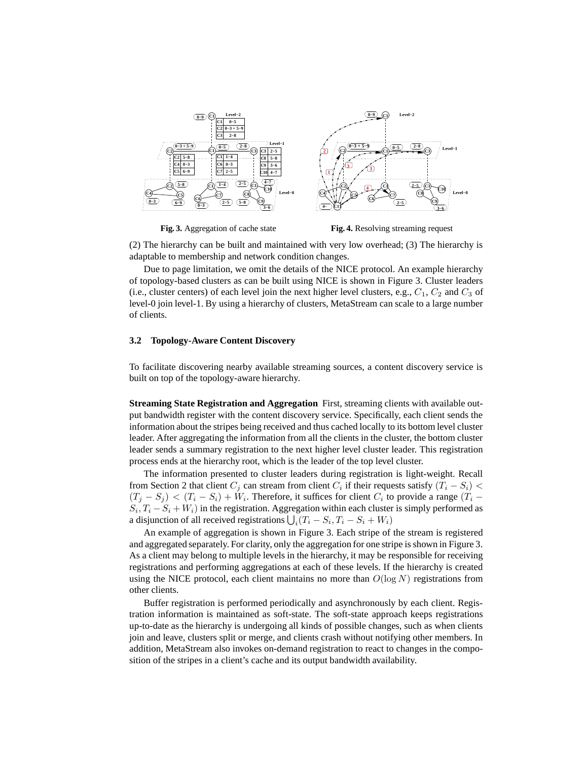Fig. 3. Aggregation of cache state

Fig. 4. Resolving streaming request

(2) The hierarchy can be built and maintained with very low overhead; (3) The hierarchy is adaptable to membership and network condition changes.

Due to page limitation, we omit the details of the NICE protocol. An example hierarchy of topology-based clusters as can be built using NICE is shown in Figure 3. Cluster leaders (i.e., cluster centers) of each level join the next higher level clusters, e.g., $C_1$, $C_2$ and $C_3$ of level-0 join level-1. By using a hierarchy of clusters, MetaStream can scale to a large number of clients.

### 3.2 Topology-Aware Content Discovery

To facilitate discovering nearby available streaming sources, a content discovery service is built on top of the topology-aware hierarchy.

**Streaming State Registration and Aggregation** First, streaming clients with available output bandwidth register with the content discovery service. Specifically, each client sends the information about the stripes being received and thus cached locally to its bottom level cluster leader. After aggregating the information from all the clients in the cluster, the bottom cluster leader sends a summary registration to the next higher level cluster leader. This registration process ends at the hierarchy root, which is the leader of the top level cluster.

The information presented to cluster leaders during registration is light-weight. Recall from Section 2 that client $C_j$ can stream from client $C_i$ if their requests satisfy $(T_i - S_i) < (T_j - S_j) < (T_i - S_i) + W_i$. Therefore, it suffices for client $C_i$ to provide a range $(T_i - S_i, T_i - S_i + W_i)$ in the registration. Aggregation within each cluster is simply performed as a disjunction of all received registrations $\bigcup_i (T_i - S_i, T_i - S_i + W_i)$

An example of aggregation is shown in Figure 3. Each stripe of the stream is registered and aggregated separately. For clarity, only the aggregation for one stripe is shown in Figure 3. As a client may belong to multiple levels in the hierarchy, it may be responsible for receiving registrations and performing aggregations at each of these levels. If the hierarchy is created using the NICE protocol, each client maintains no more than $O(\log N)$ registrations from other clients.

Buffer registration is performed periodically and asynchronously by each client. Registration information is maintained as soft-state. The soft-state approach keeps registrations up-to-date as the hierarchy is undergoing all kinds of possible changes, such as when clients join and leave, clusters split or merge, and clients crash without notifying other members. In addition, MetaStream also invokes on-demand registration to react to changes in the composition of the stripes in a client's cache and its output bandwidth availability.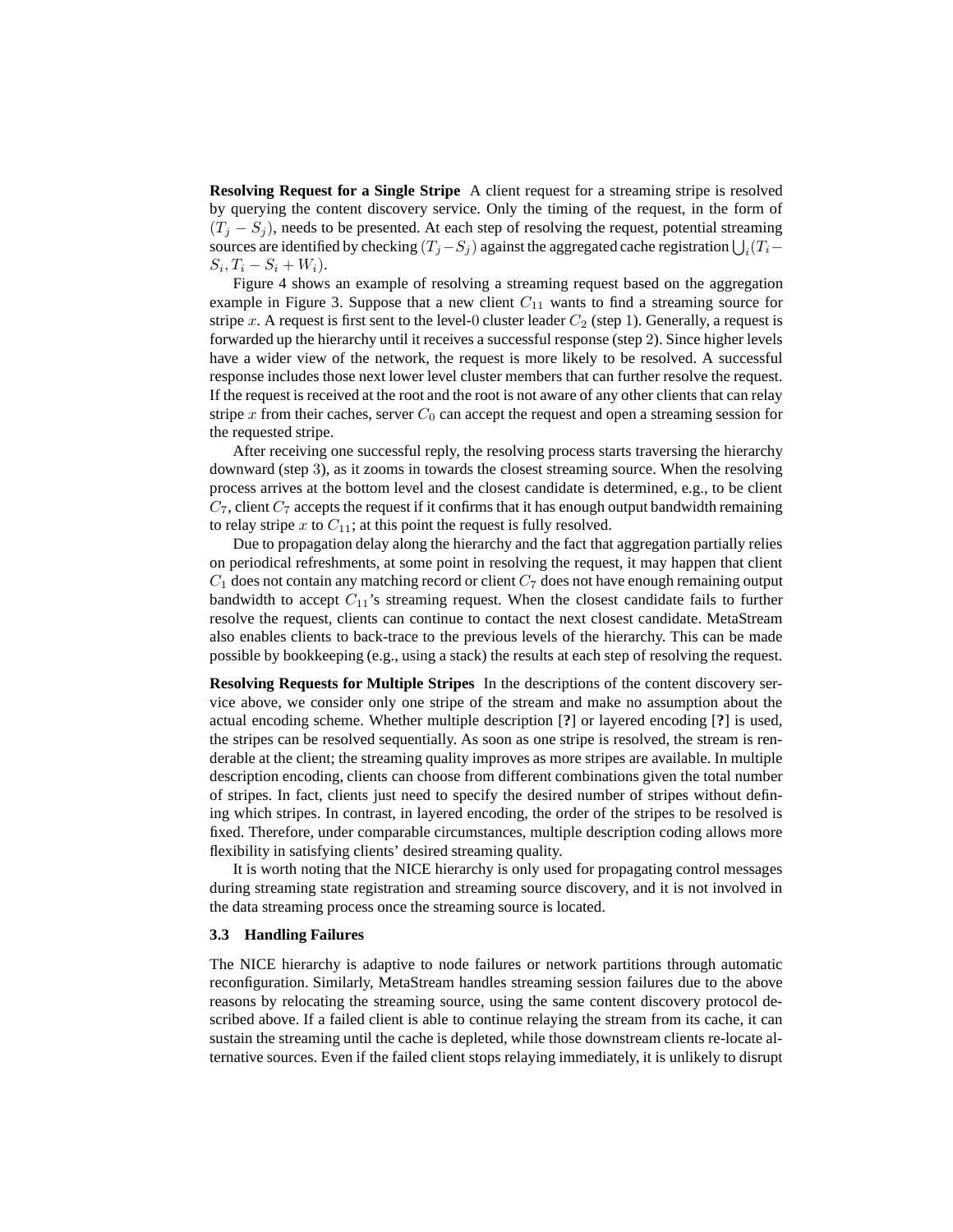**Resolving Request for a Single Stripe** A client request for a streaming stripe is resolved by querying the content discovery service. Only the timing of the request, in the form of $(T_j - S_j)$, needs to be presented. At each step of resolving the request, potential streaming sources are identified by checking $(T_j - S_j)$ against the aggregated cache registration $\bigcup_i (T_i - S_i, T_i - S_i + W_i)$.

Figure 4 shows an example of resolving a streaming request based on the aggregation example in Figure 3. Suppose that a new client $C_{11}$ wants to find a streaming source for stripe $x$. A request is first sent to the level-0 cluster leader $C_2$ (step 1). Generally, a request is forwarded up the hierarchy until it receives a successful response (step 2). Since higher levels have a wider view of the network, the request is more likely to be resolved. A successful response includes those next lower level cluster members that can further resolve the request. If the request is received at the root and the root is not aware of any other clients that can relay stripe $x$ from their caches, server $C_0$ can accept the request and open a streaming session for the requested stripe.

After receiving one successful reply, the resolving process starts traversing the hierarchy downward (step 3), as it zooms in towards the closest streaming source. When the resolving process arrives at the bottom level and the closest candidate is determined, e.g., to be client $C_7$, client $C_7$ accepts the request if it confirms that it has enough output bandwidth remaining to relay stripe $x$ to $C_{11}$; at this point the request is fully resolved.

Due to propagation delay along the hierarchy and the fact that aggregation partially relies on periodical refreshments, at some point in resolving the request, it may happen that client $C_1$ does not contain any matching record or client $C_7$ does not have enough remaining output bandwidth to accept $C_{11}$'s streaming request. When the closest candidate fails to further resolve the request, clients can continue to contact the next closest candidate. MetaStream also enables clients to back-trace to the previous levels of the hierarchy. This can be made possible by bookkeeping (e.g., using a stack) the results at each step of resolving the request.

**Resolving Requests for Multiple Stripes** In the descriptions of the content discovery service above, we consider only one stripe of the stream and make no assumption about the actual encoding scheme. Whether multiple description [**?**] or layered encoding [**?**] is used, the stripes can be resolved sequentially. As soon as one stripe is resolved, the stream is renderable at the client; the streaming quality improves as more stripes are available. In multiple description encoding, clients can choose from different combinations given the total number of stripes. In fact, clients just need to specify the desired number of stripes without defining which stripes. In contrast, in layered encoding, the order of the stripes to be resolved is fixed. Therefore, under comparable circumstances, multiple description coding allows more flexibility in satisfying clients' desired streaming quality.

It is worth noting that the NICE hierarchy is only used for propagating control messages during streaming state registration and streaming source discovery, and it is not involved in the data streaming process once the streaming source is located.

### 3.3 Handling Failures

The NICE hierarchy is adaptive to node failures or network partitions through automatic reconfiguration. Similarly, MetaStream handles streaming session failures due to the above reasons by relocating the streaming source, using the same content discovery protocol described above. If a failed client is able to continue relaying the stream from its cache, it can sustain the streaming until the cache is depleted, while those downstream clients re-locate alternative sources. Even if the failed client stops relaying immediately, it is unlikely to disrupt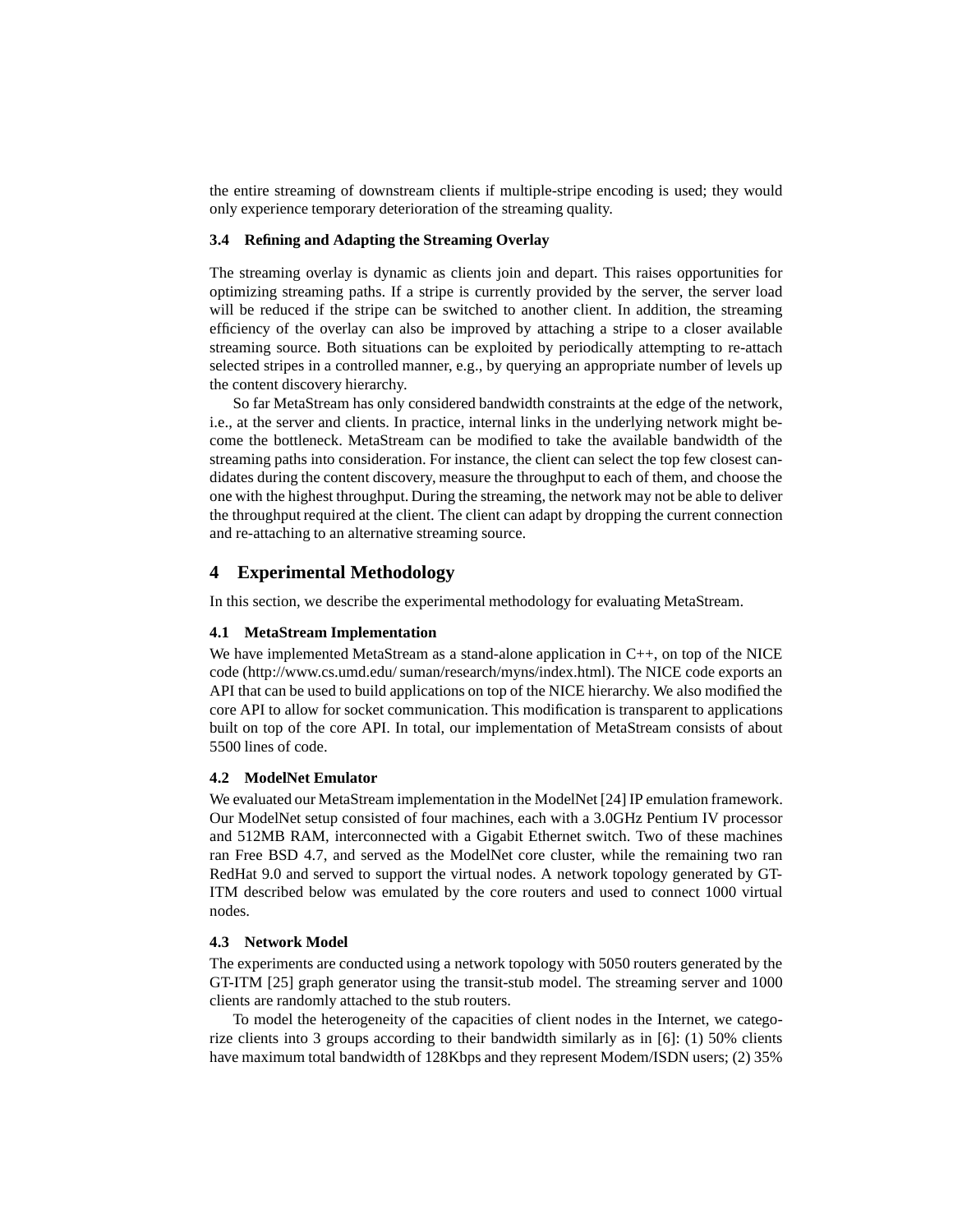the entire streaming of downstream clients if multiple-stripe encoding is used; they would only experience temporary deterioration of the streaming quality.

### 3.4 Refining and Adapting the Streaming Overlay

The streaming overlay is dynamic as clients join and depart. This raises opportunities for optimizing streaming paths. If a stripe is currently provided by the server, the server load will be reduced if the stripe can be switched to another client. In addition, the streaming efficiency of the overlay can also be improved by attaching a stripe to a closer available streaming source. Both situations can be exploited by periodically attempting to re-attach selected stripes in a controlled manner, e.g., by querying an appropriate number of levels up the content discovery hierarchy.

So far MetaStream has only considered bandwidth constraints at the edge of the network, i.e., at the server and clients. In practice, internal links in the underlying network might become the bottleneck. MetaStream can be modified to take the available bandwidth of the streaming paths into consideration. For instance, the client can select the top few closest candidates during the content discovery, measure the throughput to each of them, and choose the one with the highest throughput. During the streaming, the network may not be able to deliver the throughput required at the client. The client can adapt by dropping the current connection and re-attaching to an alternative streaming source.

## 4 Experimental Methodology

In this section, we describe the experimental methodology for evaluating MetaStream.

### 4.1 MetaStream Implementation

We have implemented MetaStream as a stand-alone application in C++, on top of the NICE code (http://www.cs.umd.edu/ suman/research/myns/index.html). The NICE code exports an API that can be used to build applications on top of the NICE hierarchy. We also modified the core API to allow for socket communication. This modification is transparent to applications built on top of the core API. In total, our implementation of MetaStream consists of about 5500 lines of code.

### 4.2 ModelNet Emulator

We evaluated our MetaStream implementation in the ModelNet [24] IP emulation framework. Our ModelNet setup consisted of four machines, each with a 3.0GHz Pentium IV processor and 512MB RAM, interconnected with a Gigabit Ethernet switch. Two of these machines ran Free BSD 4.7, and served as the ModelNet core cluster, while the remaining two ran RedHat 9.0 and served to support the virtual nodes. A network topology generated by GT-ITM described below was emulated by the core routers and used to connect 1000 virtual nodes.

### 4.3 Network Model

The experiments are conducted using a network topology with 5050 routers generated by the GT-ITM [25] graph generator using the transit-stub model. The streaming server and 1000 clients are randomly attached to the stub routers.

To model the heterogeneity of the capacities of client nodes in the Internet, we categorize clients into 3 groups according to their bandwidth similarly as in [6]: (1) 50% clients have maximum total bandwidth of 128Kbps and they represent Modem/ISDN users; (2) 35%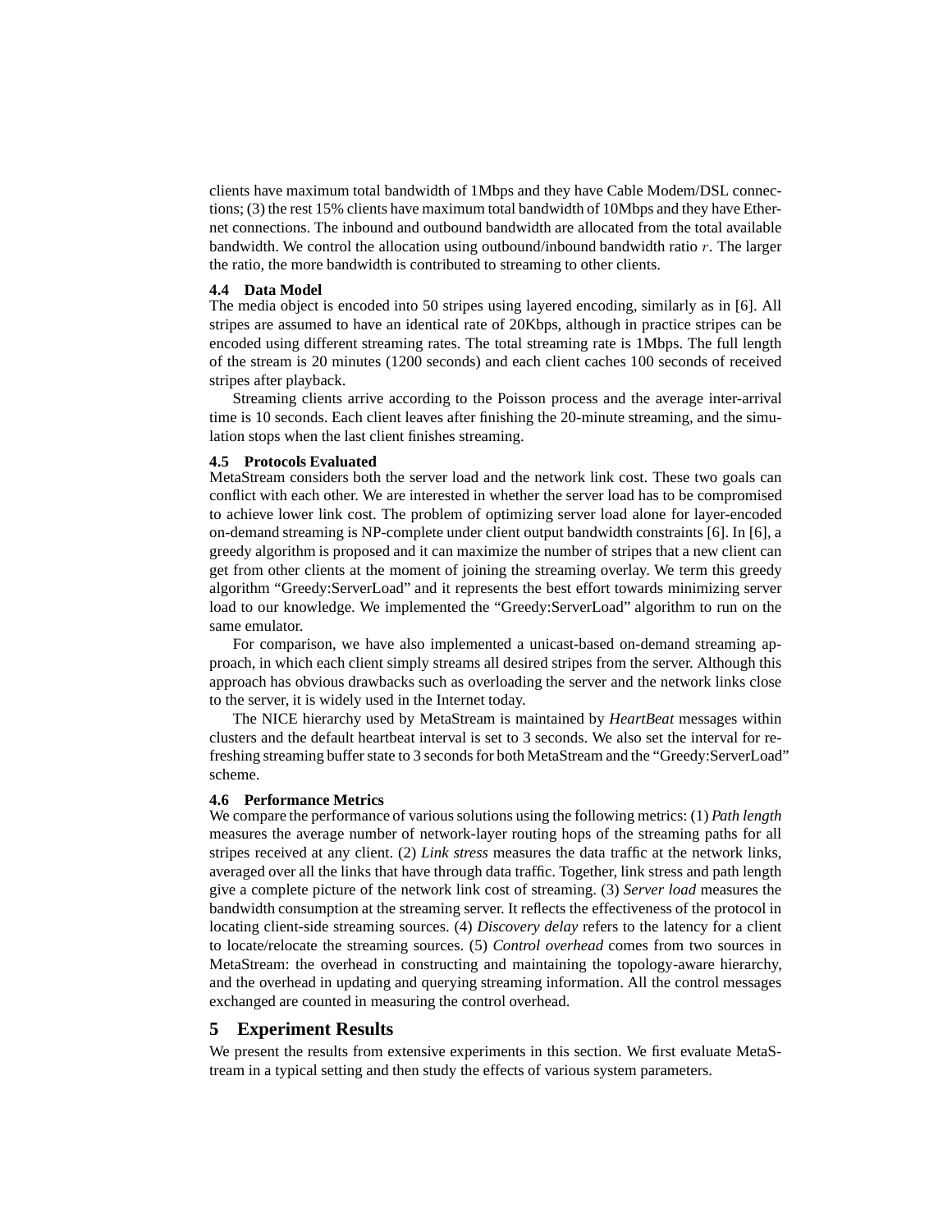clients have maximum total bandwidth of 1Mbps and they have Cable Modem/DSL connections; (3) the rest 15% clients have maximum total bandwidth of 10Mbps and they have Ethernet connections. The inbound and outbound bandwidth are allocated from the total available bandwidth. We control the allocation using outbound/inbound bandwidth ratio $r$. The larger the ratio, the more bandwidth is contributed to streaming to other clients.

### 4.4 Data Model

The media object is encoded into 50 stripes using layered encoding, similarly as in [6]. All stripes are assumed to have an identical rate of 20Kbps, although in practice stripes can be encoded using different streaming rates. The total streaming rate is 1Mbps. The full length of the stream is 20 minutes (1200 seconds) and each client caches 100 seconds of received stripes after playback.

Streaming clients arrive according to the Poisson process and the average inter-arrival time is 10 seconds. Each client leaves after finishing the 20-minute streaming, and the simulation stops when the last client finishes streaming.

### 4.5 Protocols Evaluated

MetaStream considers both the server load and the network link cost. These two goals can conflict with each other. We are interested in whether the server load has to be compromised to achieve lower link cost. The problem of optimizing server load alone for layer-encoded on-demand streaming is NP-complete under client output bandwidth constraints [6]. In [6], a greedy algorithm is proposed and it can maximize the number of stripes that a new client can get from other clients at the moment of joining the streaming overlay. We term this greedy algorithm "Greedy:ServerLoad" and it represents the best effort towards minimizing server load to our knowledge. We implemented the "Greedy:ServerLoad" algorithm to run on the same emulator.

For comparison, we have also implemented a unicast-based on-demand streaming approach, in which each client simply streams all desired stripes from the server. Although this approach has obvious drawbacks such as overloading the server and the network links close to the server, it is widely used in the Internet today.

The NICE hierarchy used by MetaStream is maintained by *HeartBeat* messages within clusters and the default heartbeat interval is set to 3 seconds. We also set the interval for refreshing streaming buffer state to 3 seconds for both MetaStream and the "Greedy:ServerLoad" scheme.

### 4.6 Performance Metrics

We compare the performance of various solutions using the following metrics: (1) *Path length* measures the average number of network-layer routing hops of the streaming paths for all stripes received at any client. (2) *Link stress* measures the data traffic at the network links, averaged over all the links that have through data traffic. Together, link stress and path length give a complete picture of the network link cost of streaming. (3) *Server load* measures the bandwidth consumption at the streaming server. It reflects the effectiveness of the protocol in locating client-side streaming sources. (4) *Discovery delay* refers to the latency for a client to locate/relocate the streaming sources. (5) *Control overhead* comes from two sources in MetaStream: the overhead in constructing and maintaining the topology-aware hierarchy, and the overhead in updating and querying streaming information. All the control messages exchanged are counted in measuring the control overhead.

## 5 Experiment Results

We present the results from extensive experiments in this section. We first evaluate MetaStream in a typical setting and then study the effects of various system parameters.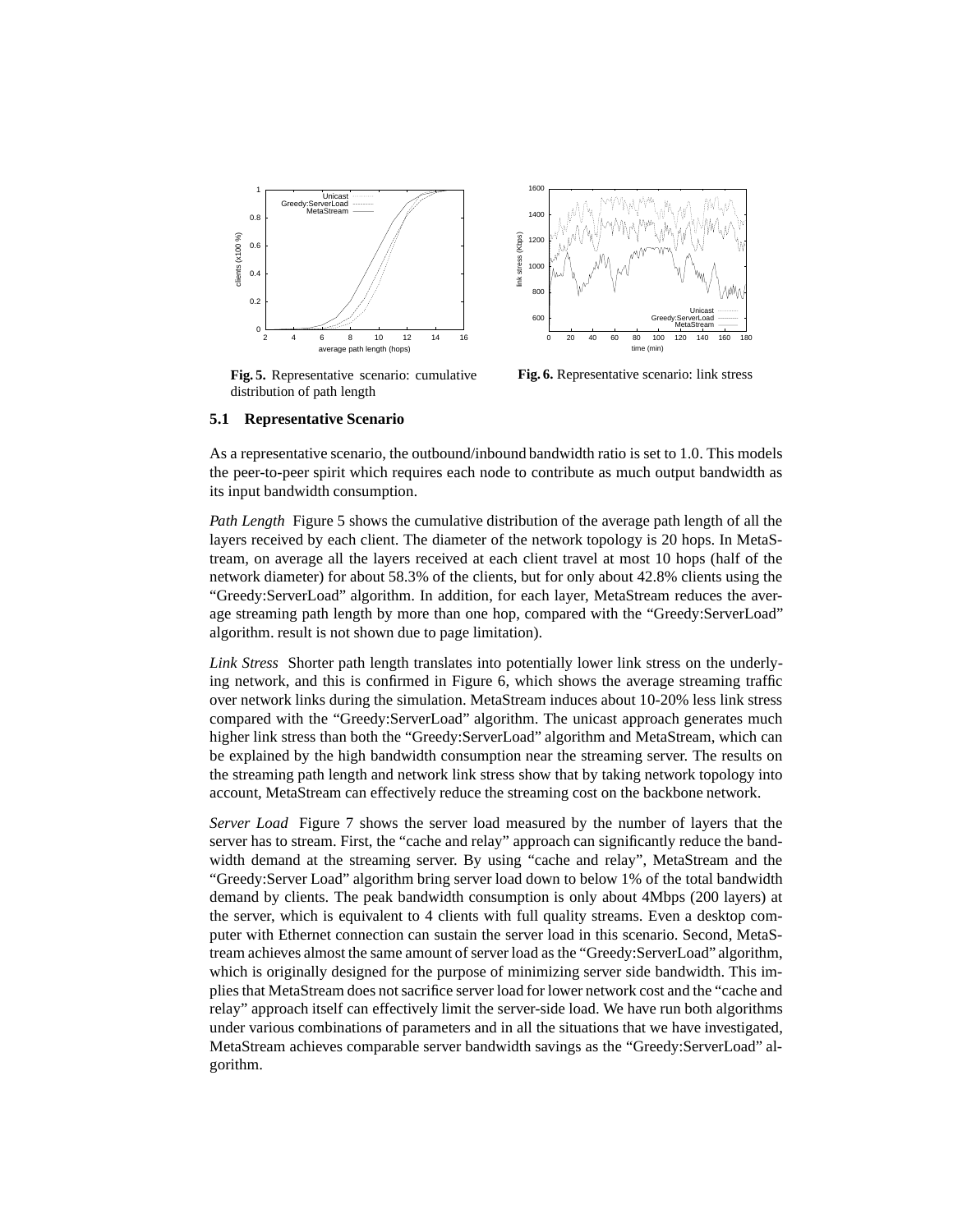**Fig. 5.** Representative scenario: cumulative distribution of path length

**Fig. 6.** Representative scenario: link stress

### 5.1 Representative Scenario

As a representative scenario, the outbound/inbound bandwidth ratio is set to 1.0. This models the peer-to-peer spirit which requires each node to contribute as much output bandwidth as its input bandwidth consumption.

*Path Length* Figure 5 shows the cumulative distribution of the average path length of all the layers received by each client. The diameter of the network topology is 20 hops. In MetaStream, on average all the layers received at each client travel at most 10 hops (half of the network diameter) for about 58.3% of the clients, but for only about 42.8% clients using the "Greedy:ServerLoad" algorithm. In addition, for each layer, MetaStream reduces the average streaming path length by more than one hop, compared with the "Greedy:ServerLoad" algorithm. result is not shown due to page limitation).

*Link Stress* Shorter path length translates into potentially lower link stress on the underlying network, and this is confirmed in Figure 6, which shows the average streaming traffic over network links during the simulation. MetaStream induces about 10-20% less link stress compared with the "Greedy:ServerLoad" algorithm. The unicast approach generates much higher link stress than both the "Greedy:ServerLoad" algorithm and MetaStream, which can be explained by the high bandwidth consumption near the streaming server. The results on the streaming path length and network link stress show that by taking network topology into account, MetaStream can effectively reduce the streaming cost on the backbone network.

*Server Load* Figure 7 shows the server load measured by the number of layers that the server has to stream. First, the "cache and relay" approach can significantly reduce the bandwidth demand at the streaming server. By using "cache and relay", MetaStream and the "Greedy:Server Load" algorithm bring server load down to below 1% of the total bandwidth demand by clients. The peak bandwidth consumption is only about 4Mbps (200 layers) at the server, which is equivalent to 4 clients with full quality streams. Even a desktop computer with Ethernet connection can sustain the server load in this scenario. Second, MetaStream achieves almost the same amount of server load as the "Greedy:ServerLoad" algorithm, which is originally designed for the purpose of minimizing server side bandwidth. This implies that MetaStream does not sacrifice server load for lower network cost and the "cache and relay" approach itself can effectively limit the server-side load. We have run both algorithms under various combinations of parameters and in all the situations that we have investigated, MetaStream achieves comparable server bandwidth savings as the "Greedy:ServerLoad" algorithm.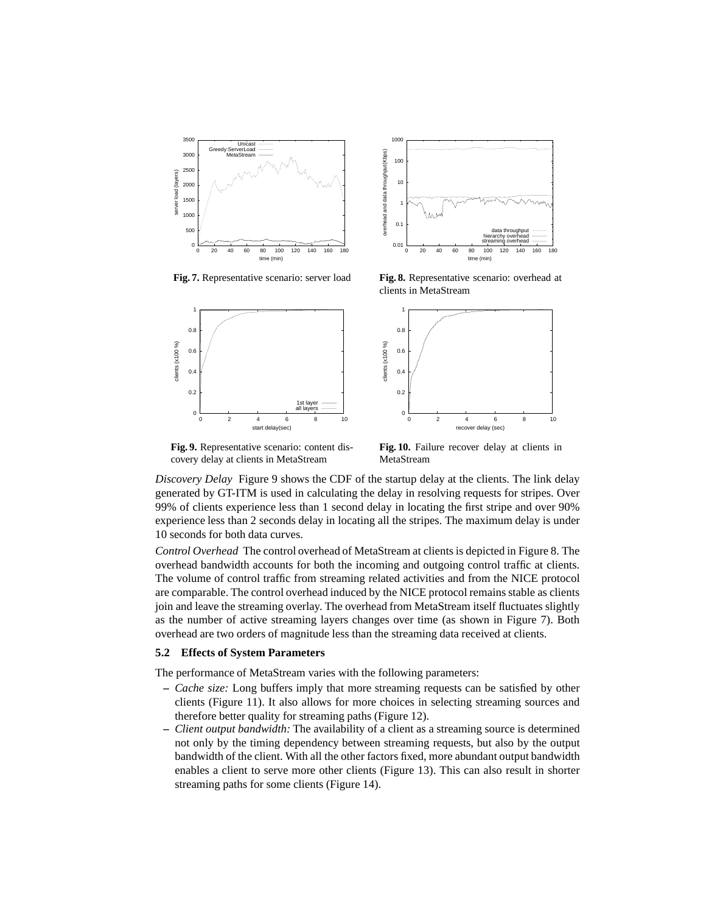Fig. 7. Representative scenario: server load

Fig. 8. Representative scenario: overhead at clients in MetaStream

Fig. 9. Representative scenario: content discovery delay at clients in MetaStream

Fig. 10. Failure recover delay at clients in MetaStream

*Discovery Delay* Figure 9 shows the CDF of the startup delay at the clients. The link delay generated by GT-ITM is used in calculating the delay in resolving requests for stripes. Over 99% of clients experience less than 1 second delay in locating the first stripe and over 90% experience less than 2 seconds delay in locating all the stripes. The maximum delay is under 10 seconds for both data curves.

*Control Overhead* The control overhead of MetaStream at clients is depicted in Figure 8. The overhead bandwidth accounts for both the incoming and outgoing control traffic at clients. The volume of control traffic from streaming related activities and from the NICE protocol are comparable. The control overhead induced by the NICE protocol remains stable as clients join and leave the streaming overlay. The overhead from MetaStream itself fluctuates slightly as the number of active streaming layers changes over time (as shown in Figure 7). Both overhead are two orders of magnitude less than the streaming data received at clients.

### 5.2 Effects of System Parameters

The performance of MetaStream varies with the following parameters:

- *Cache size:* Long buffers imply that more streaming requests can be satisfied by other clients (Figure 11). It also allows for more choices in selecting streaming sources and therefore better quality for streaming paths (Figure 12).
- *Client output bandwidth:* The availability of a client as a streaming source is determined not only by the timing dependency between streaming requests, but also by the output bandwidth of the client. With all the other factors fixed, more abundant output bandwidth enables a client to serve more other clients (Figure 13). This can also result in shorter streaming paths for some clients (Figure 14).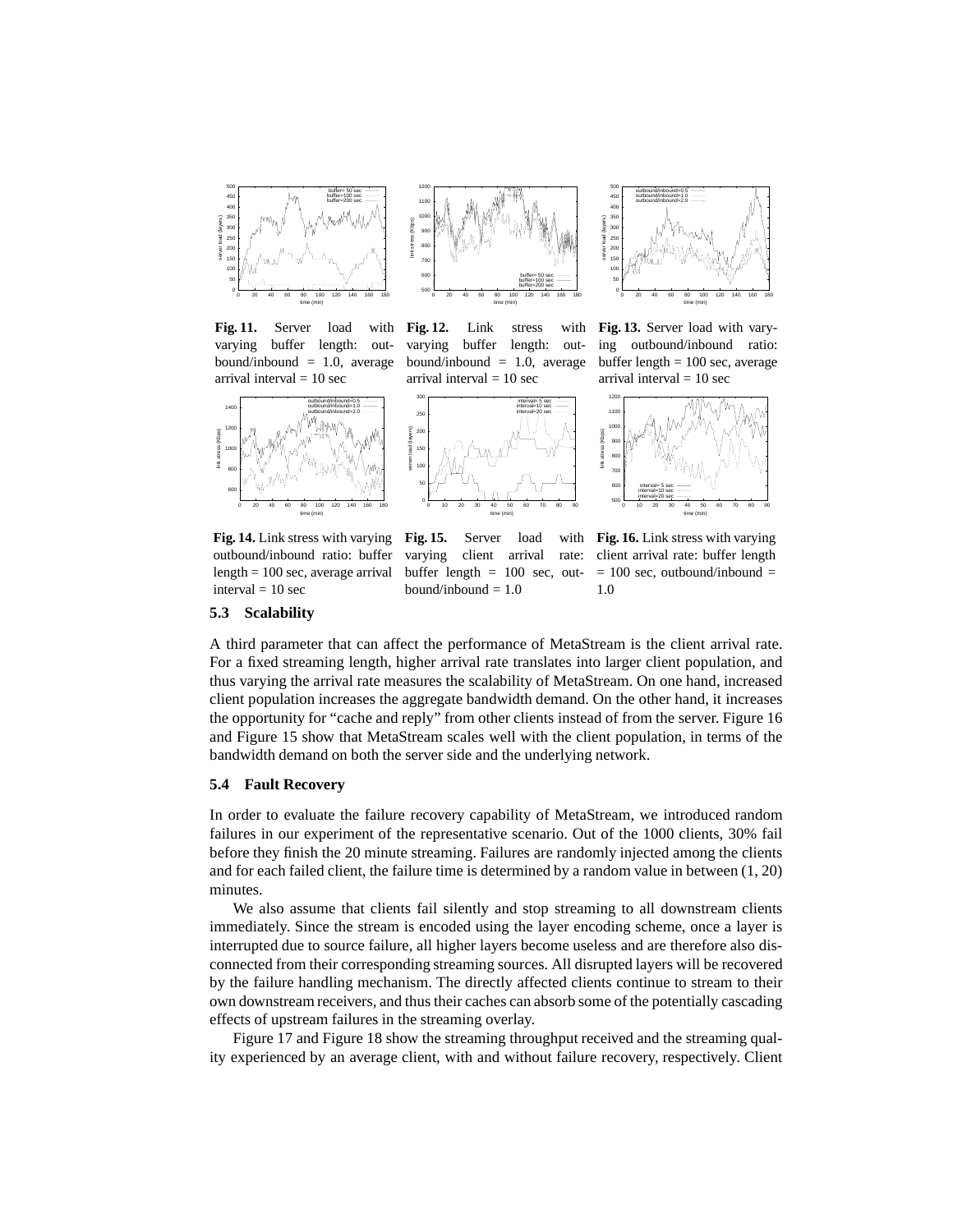**Fig. 11.** Server load with varying buffer length: outbound/inbound = 1.0, average arrival interval = 10 sec

**Fig. 12.** Link stress with varying buffer length: outbound/inbound = 1.0, average arrival interval = 10 sec

**Fig. 13.** Server load with varying outbound/inbound ratio: buffer length = 100 sec, average arrival interval = 10 sec

**Fig. 14.** Link stress with varying outbound/inbound ratio: buffer length = 100 sec, average arrival interval = 10 sec

**Fig. 15.** Server load with varying client arrival rate: buffer length = 100 sec, outbound/inbound = 1.0

**Fig. 16.** Link stress with varying client arrival rate: buffer length = 100 sec, outbound/inbound = 1.0

### 5.3 Scalability

A third parameter that can affect the performance of MetaStream is the client arrival rate. For a fixed streaming length, higher arrival rate translates into larger client population, and thus varying the arrival rate measures the scalability of MetaStream. On one hand, increased client population increases the aggregate bandwidth demand. On the other hand, it increases the opportunity for "cache and reply" from other clients instead of from the server. Figure 16 and Figure 15 show that MetaStream scales well with the client population, in terms of the bandwidth demand on both the server side and the underlying network.

### 5.4 Fault Recovery

In order to evaluate the failure recovery capability of MetaStream, we introduced random failures in our experiment of the representative scenario. Out of the 1000 clients, 30% fail before they finish the 20 minute streaming. Failures are randomly injected among the clients and for each failed client, the failure time is determined by a random value in between (1, 20) minutes.

We also assume that clients fail silently and stop streaming to all downstream clients immediately. Since the stream is encoded using the layer encoding scheme, once a layer is interrupted due to source failure, all higher layers become useless and are therefore also disconnected from their corresponding streaming sources. All disrupted layers will be recovered by the failure handling mechanism. The directly affected clients continue to stream to their own downstream receivers, and thus their caches can absorb some of the potentially cascading effects of upstream failures in the streaming overlay.

Figure 17 and Figure 18 show the streaming throughput received and the streaming quality experienced by an average client, with and without failure recovery, respectively. Client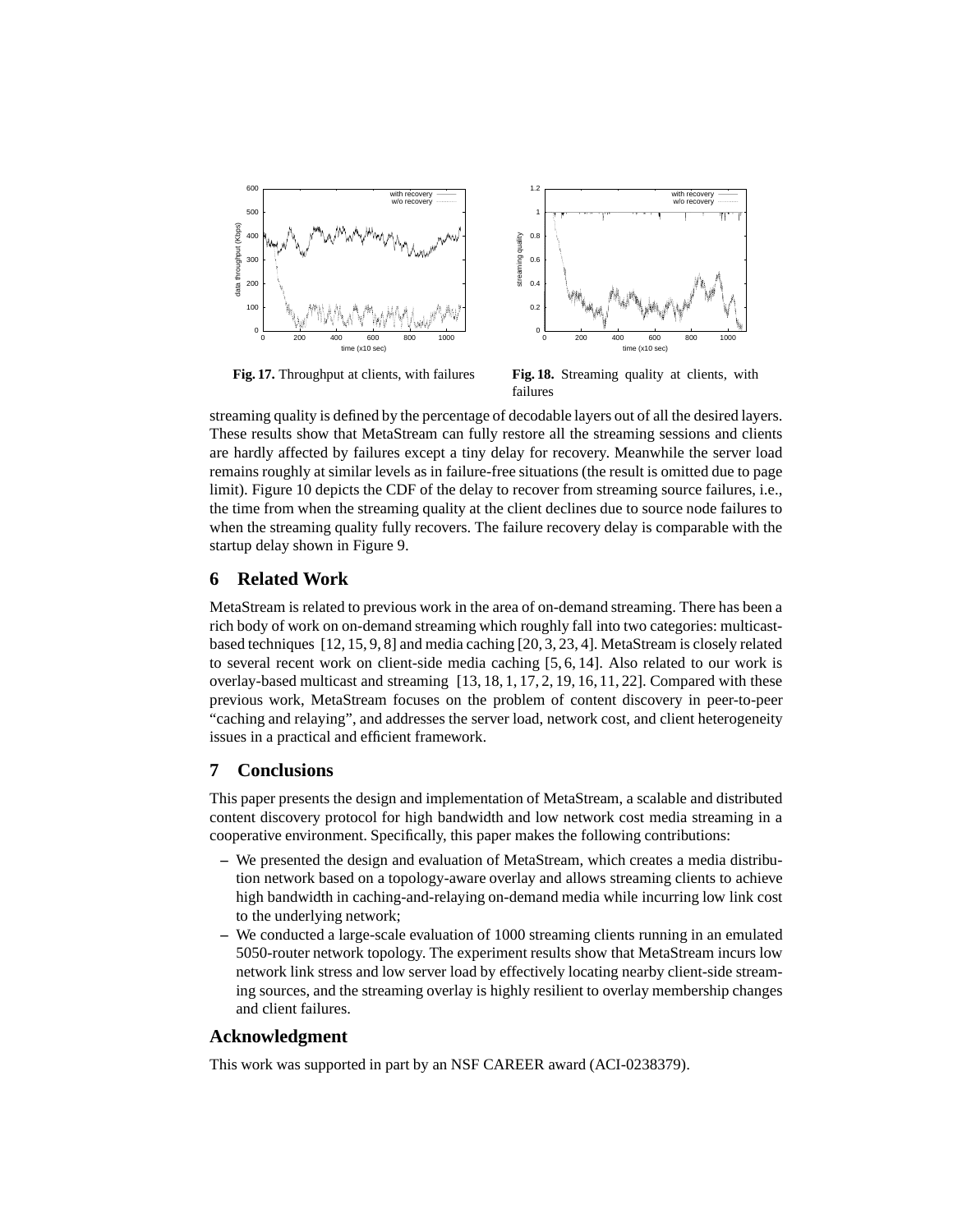**Fig. 17.** Throughput at clients, with failures

**Fig. 18.** Streaming quality at clients, with failures

streaming quality is defined by the percentage of decodable layers out of all the desired layers. These results show that MetaStream can fully restore all the streaming sessions and clients are hardly affected by failures except a tiny delay for recovery. Meanwhile the server load remains roughly at similar levels as in failure-free situations (the result is omitted due to page limit). Figure 10 depicts the CDF of the delay to recover from streaming source failures, i.e., the time from when the streaming quality at the client declines due to source node failures to when the streaming quality fully recovers. The failure recovery delay is comparable with the startup delay shown in Figure 9.

## 6 Related Work

MetaStream is related to previous work in the area of on-demand streaming. There has been a rich body of work on on-demand streaming which roughly fall into two categories: multicast-based techniques [12, 15, 9, 8] and media caching [20, 3, 23, 4]. MetaStream is closely related to several recent work on client-side media caching [5, 6, 14]. Also related to our work is overlay-based multicast and streaming [13, 18, 1, 17, 2, 19, 16, 11, 22]. Compared with these previous work, MetaStream focuses on the problem of content discovery in peer-to-peer "caching and relaying", and addresses the server load, network cost, and client heterogeneity issues in a practical and efficient framework.

## 7 Conclusions

This paper presents the design and implementation of MetaStream, a scalable and distributed content discovery protocol for high bandwidth and low network cost media streaming in a cooperative environment. Specifically, this paper makes the following contributions:

– We presented the design and evaluation of MetaStream, which creates a media distribution network based on a topology-aware overlay and allows streaming clients to achieve high bandwidth in caching-and-relaying on-demand media while incurring low link cost to the underlying network;

– We conducted a large-scale evaluation of 1000 streaming clients running in an emulated 5050-router network topology. The experiment results show that MetaStream incurs low network link stress and low server load by effectively locating nearby client-side streaming sources, and the streaming overlay is highly resilient to overlay membership changes and client failures.

## Acknowledgment

This work was supported in part by an NSF CAREER award (ACI-0238379).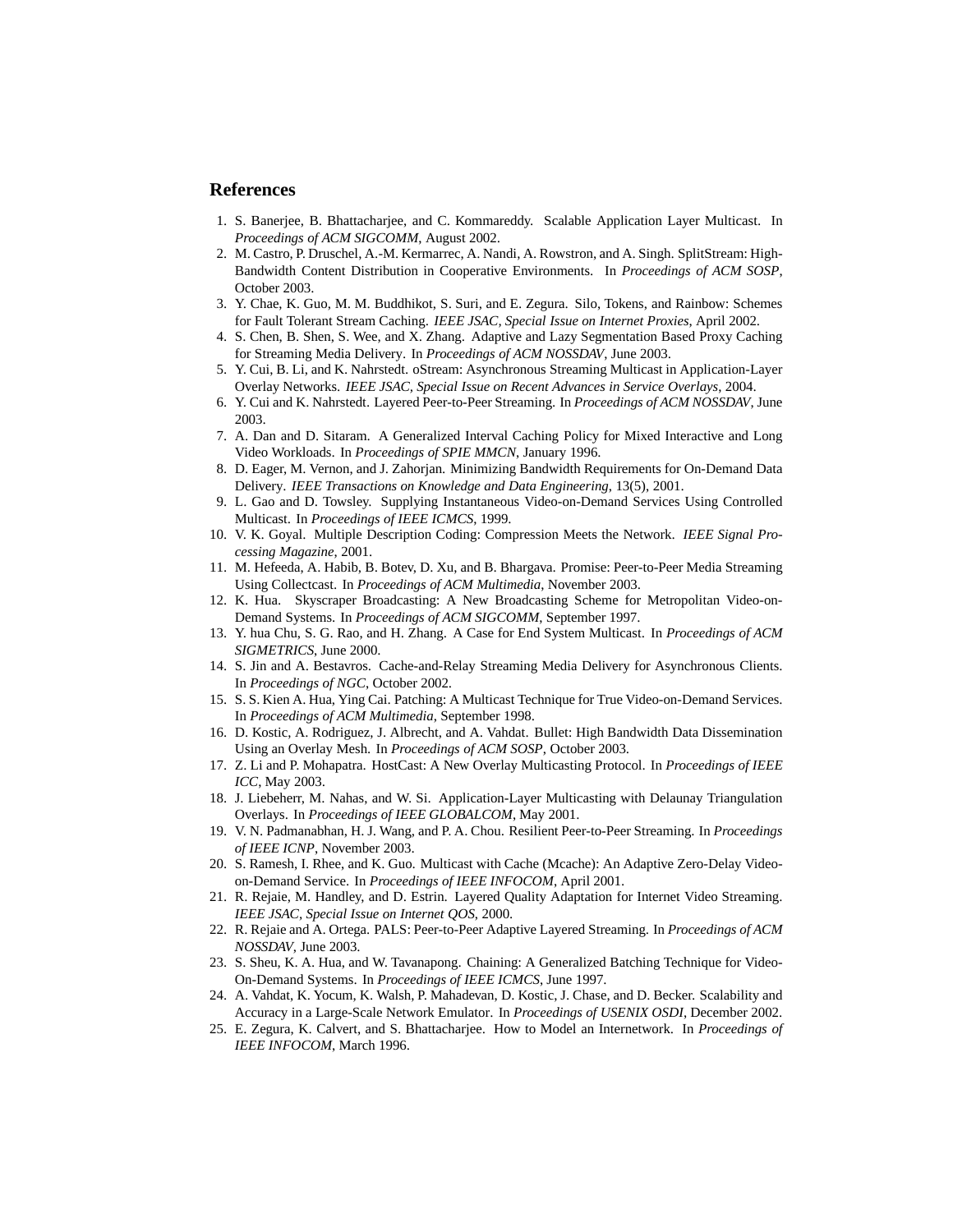## References

1. S. Banerjee, B. Bhattacharjee, and C. Kommareddy. Scalable Application Layer Multicast. In *Proceedings of ACM SIGCOMM*, August 2002.
2. M. Castro, P. Druschel, A.-M. Kermarrec, A. Nandi, A. Rowstron, and A. Singh. SplitStream: High-Bandwidth Content Distribution in Cooperative Environments. In *Proceedings of ACM SOSP*, October 2003.
3. Y. Chae, K. Guo, M. M. Buddhikot, S. Suri, and E. Zegura. Silo, Tokens, and Rainbow: Schemes for Fault Tolerant Stream Caching. *IEEE JSAC, Special Issue on Internet Proxies*, April 2002.
4. S. Chen, B. Shen, S. Wee, and X. Zhang. Adaptive and Lazy Segmentation Based Proxy Caching for Streaming Media Delivery. In *Proceedings of ACM NOSSDAV*, June 2003.
5. Y. Cui, B. Li, and K. Nahrstedt. oStream: Asynchronous Streaming Multicast in Application-Layer Overlay Networks. *IEEE JSAC, Special Issue on Recent Advances in Service Overlays*, 2004.
6. Y. Cui and K. Nahrstedt. Layered Peer-to-Peer Streaming. In *Proceedings of ACM NOSSDAV*, June 2003.
7. A. Dan and D. Sitaram. A Generalized Interval Caching Policy for Mixed Interactive and Long Video Workloads. In *Proceedings of SPIE MMCN*, January 1996.
8. D. Eager, M. Vernon, and J. Zahorjan. Minimizing Bandwidth Requirements for On-Demand Data Delivery. *IEEE Transactions on Knowledge and Data Engineering*, 13(5), 2001.
9. L. Gao and D. Towsley. Supplying Instantaneous Video-on-Demand Services Using Controlled Multicast. In *Proceedings of IEEE ICMCS*, 1999.
10. V. K. Goyal. Multiple Description Coding: Compression Meets the Network. *IEEE Signal Processing Magazine*, 2001.
11. M. Hefeeda, A. Habib, B. Botev, D. Xu, and B. Bhargava. Promise: Peer-to-Peer Media Streaming Using Collectcast. In *Proceedings of ACM Multimedia*, November 2003.
12. K. Hua. Skyscraper Broadcasting: A New Broadcasting Scheme for Metropolitan Video-on-Demand Systems. In *Proceedings of ACM SIGCOMM*, September 1997.
13. Y. hua Chu, S. G. Rao, and H. Zhang. A Case for End System Multicast. In *Proceedings of ACM SIGMETRICS*, June 2000.
14. S. Jin and A. Bestavros. Cache-and-Relay Streaming Media Delivery for Asynchronous Clients. In *Proceedings of NGC*, October 2002.
15. S. S. Kien A. Hua, Ying Cai. Patching: A Multicast Technique for True Video-on-Demand Services. In *Proceedings of ACM Multimedia*, September 1998.
16. D. Kostic, A. Rodriguez, J. Albrecht, and A. Vahdat. Bullet: High Bandwidth Data Dissemination Using an Overlay Mesh. In *Proceedings of ACM SOSP*, October 2003.
17. Z. Li and P. Mohapatra. HostCast: A New Overlay Multicasting Protocol. In *Proceedings of IEEE ICC*, May 2003.
18. J. Liebeherr, M. Nahas, and W. Si. Application-Layer Multicasting with Delaunay Triangulation Overlays. In *Proceedings of IEEE GLOBALCOM*, May 2001.
19. V. N. Padmanabhan, H. J. Wang, and P. A. Chou. Resilient Peer-to-Peer Streaming. In *Proceedings of IEEE ICNP*, November 2003.
20. S. Ramesh, I. Rhee, and K. Guo. Multicast with Cache (Mcache): An Adaptive Zero-Delay Video-on-Demand Service. In *Proceedings of IEEE INFOCOM*, April 2001.
21. R. Rejaie, M. Handley, and D. Estrin. Layered Quality Adaptation for Internet Video Streaming. *IEEE JSAC, Special Issue on Internet QOS*, 2000.
22. R. Rejaie and A. Ortega. PALS: Peer-to-Peer Adaptive Layered Streaming. In *Proceedings of ACM NOSSDAV*, June 2003.
23. S. Sheu, K. A. Hua, and W. Tavanapong. Chaining: A Generalized Batching Technique for Video-On-Demand Systems. In *Proceedings of IEEE ICMCS*, June 1997.
24. A. Vahdat, K. Yocum, K. Walsh, P. Mahadevan, D. Kostic, J. Chase, and D. Becker. Scalability and Accuracy in a Large-Scale Network Emulator. In *Proceedings of USENIX OSDI*, December 2002.
25. E. Zegura, K. Calvert, and S. Bhattacharjee. How to Model an Internetwork. In *Proceedings of IEEE INFOCOM*, March 1996.